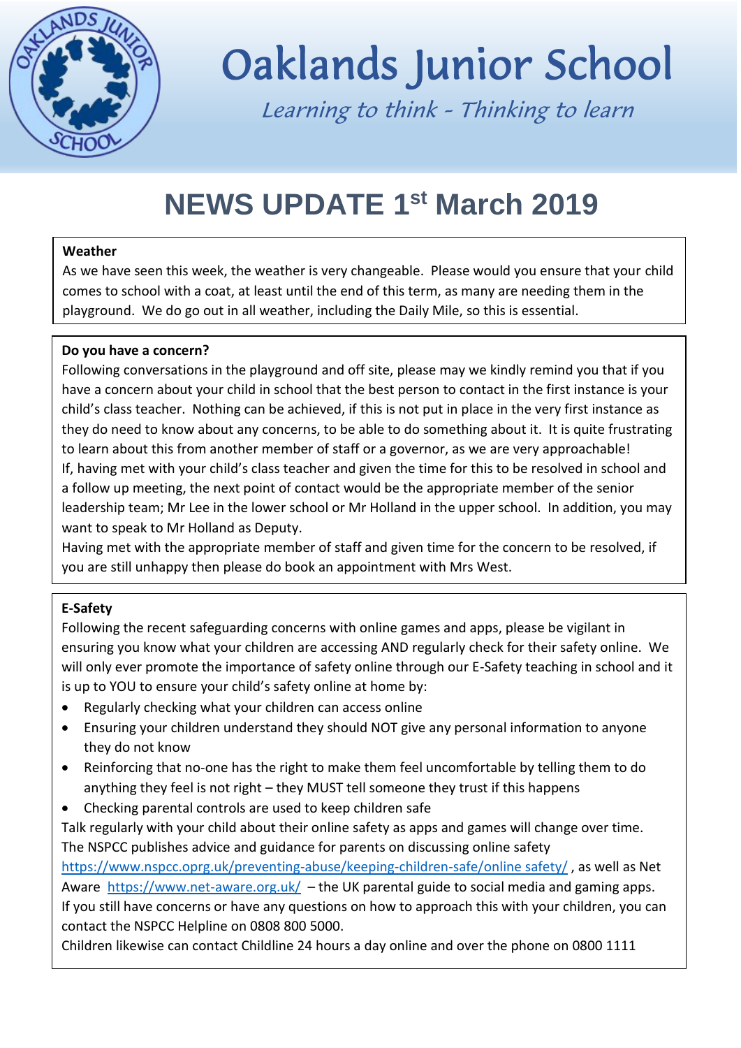# Oakland Junior School

*Learning to think - Thinking to learn*

## NEWS UPDATE 1st March 2019

**Weather**

As we have seen this week, the weather is very changeable. Please would you ensure that your child comes to school with a coat, at least until the end of this term, as many are needing them in the playground. We do go out in all weather, including the Daily Mile, so this is essential.

**Do you have a concern?**

Following conversations in the playground and off site, please may we kindly remind you that if you have a concern about your child in school that the best person to contact in the first instance is your child's class teacher. Nothing can be achieved, if this is not put in place in the very first instance as they do need to know about any concerns, to be able to do something about it. It is quite frustrating to learn about this from another member of staff or a governor, as we are very approachable!

If, having met with your child's class teacher and given the time for this to be resolved in school and a follow up meeting, the next point of contact would be the appropriate member of the senior leadership team; Mr Lee in the lower school or Mr Holland in the upper school. In addition, you may want to speak to Mr Holland as Deputy.

Having met with the appropriate member of staff and given time for the concern to be resolved, if you are still unhappy then please do book an appointment with Mrs West.

**E-Safety**

Following the recent safeguarding concerns with online games and apps, please be vigilant in ensuring you know what your children are accessing AND regularly check for their safety online. We will only ever promote the importance of safety online through our E-Safety teaching in school and it is up to YOU to ensure your child's safety online at home by:

- Regularly checking what your children can access online
- Ensuring your children understand they should NOT give any personal information to anyone they do not know
- Reinforcing that no-one has the right to make them feel uncomfortable by telling them to do anything they feel is not right – they MUST tell someone they trust if this happens
- Checking parental controls are used to keep children safe

Talk regularly with your child about their online safety as apps and games will change over time.

The NSPCC publishes advice and guidance for parents on discussing online safety https://www.nspcc.oprg.uk/preventing-abuse/keeping-children-safe/online safety/ , as well as Net Aware https://www.net-aware.org.uk/ – the UK parental guide to social media and gaming apps.

If you still have concerns or have any questions on how to approach this with your children, you can contact the NSPCC Helpline on 0808 800 5000.

Children likewise can contact Childline 24 hours a day online and over the phone on 0800 1111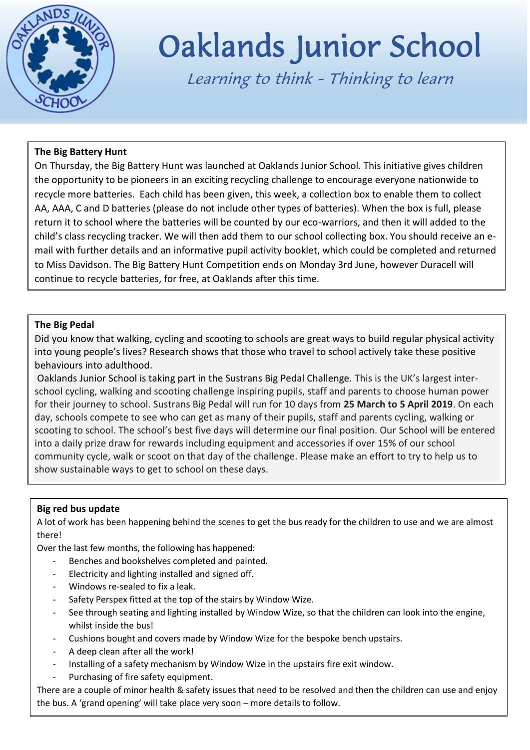# Oaklands Junior School

*Learning to think - Thinking to learn*

**The Big Battery Hunt**

On Thursday, the Big Battery Hunt was launched at Oaklands Junior School. This initiative gives children the opportunity to be pioneers in an exciting recycling challenge to encourage everyone nationwide to recycle more batteries. Each child has been given, this week, a collection box to enable them to collect AA, AAA, C and D batteries (please do not include other types of batteries). When the box is full, please return it to school where the batteries will be counted by our eco-warriors, and then it will added to the child's class recycling tracker. We will then add them to our school collecting box. You should receive an e-mail with further details and an informative pupil activity booklet, which could be completed and returned to Miss Davidson. The Big Battery Hunt Competition ends on Monday 3rd June, however Duracell will continue to recycle batteries, for free, at Oaklands after this time.

**The Big Pedal**

Did you know that walking, cycling and scooting to schools are great ways to build regular physical activity into young people's lives? Research shows that those who travel to school actively take these positive behaviours into adulthood.

Oaklands Junior School is taking part in the Sustrans Big Pedal Challenge. This is the UK's largest inter-school cycling, walking and scooting challenge inspiring pupils, staff and parents to choose human power for their journey to school. Sustrans Big Pedal will run for 10 days from **25 March to 5 April 2019**. On each day, schools compete to see who can get as many of their pupils, staff and parents cycling, walking or scooting to school. The school's best five days will determine our final position. Our School will be entered into a daily prize draw for rewards including equipment and accessories if over 15% of our school community cycle, walk or scoot on that day of the challenge. Please make an effort to try to help us to show sustainable ways to get to school on these days.

**Big red bus update**

A lot of work has been happening behind the scenes to get the bus ready for the children to use and we are almost there!

Over the last few months, the following has happened:

- Benches and bookshelves completed and painted.
- Electricity and lighting installed and signed off.
- Windows re-sealed to fix a leak.
- Safety Perspex fitted at the top of the stairs by Window Wize.
- See through seating and lighting installed by Window Wize, so that the children can look into the engine, whilst inside the bus!
- Cushions bought and covers made by Window Wize for the bespoke bench upstairs.
- A deep clean after all the work!
- Installing of a safety mechanism by Window Wize in the upstairs fire exit window.
- Purchasing of fire safety equipment.

There are a couple of minor health & safety issues that need to be resolved and then the children can use and enjoy the bus. A 'grand opening' will take place very soon – more details to follow.